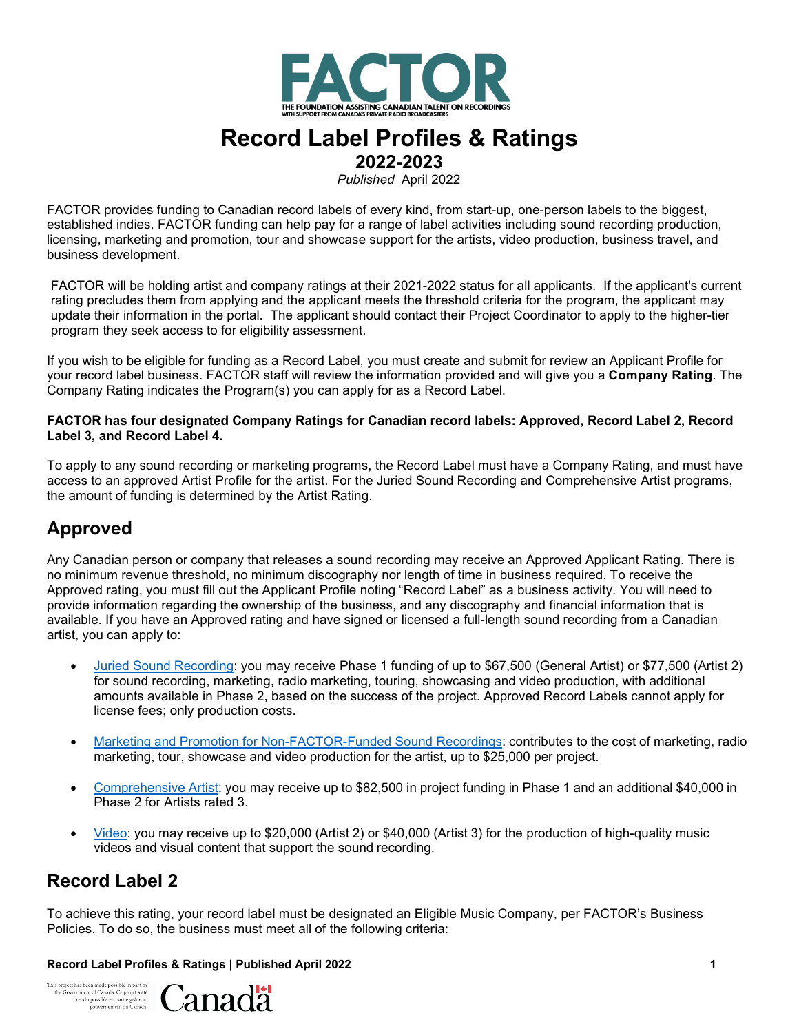# Record Label Profiles & Ratings

## 2022-2023

*Published* April 2022

FACTOR provides funding to Canadian record labels of every kind, from start-up, one-person labels to the biggest, established indies. FACTOR funding can help pay for a range of label activities including sound recording production, licensing, marketing and promotion, tour and showcase support for the artists, video production, business travel, and business development.

FACTOR will be holding artist and company ratings at their 2021-2022 status for all applicants. If the applicant's current rating precludes them from applying and the applicant meets the threshold criteria for the program, the applicant may update their information in the portal. The applicant should contact their Project Coordinator to apply to the higher-tier program they seek access to for eligibility assessment.

If you wish to be eligible for funding as a Record Label, you must create and submit for review an Applicant Profile for your record label business. FACTOR staff will review the information provided and will give you a **Company Rating**. The Company Rating indicates the Program(s) you can apply for as a Record Label.

**FACTOR has four designated Company Ratings for Canadian record labels: Approved, Record Label 2, Record Label 3, and Record Label 4.**

To apply to any sound recording or marketing programs, the Record Label must have a Company Rating, and must have access to an approved Artist Profile for the artist. For the Juried Sound Recording and Comprehensive Artist programs, the amount of funding is determined by the Artist Rating.

## Approved

Any Canadian person or company that releases a sound recording may receive an Approved Applicant Rating. There is no minimum revenue threshold, no minimum discography nor length of time in business required. To receive the Approved rating, you must fill out the Applicant Profile noting "Record Label" as a business activity. You will need to provide information regarding the ownership of the business, and any discography and financial information that is available. If you have an Approved rating and have signed or licensed a full-length sound recording from a Canadian artist, you can apply to:

- Juried Sound Recording: you may receive Phase 1 funding of up to $67,500 (General Artist) or $77,500 (Artist 2) for sound recording, marketing, radio marketing, touring, showcasing and video production, with additional amounts available in Phase 2, based on the success of the project. Approved Record Labels cannot apply for license fees; only production costs.
- Marketing and Promotion for Non-FACTOR-Funded Sound Recordings: contributes to the cost of marketing, radio marketing, tour, showcase and video production for the artist, up to $25,000 per project.
- Comprehensive Artist: you may receive up to $82,500 in project funding in Phase 1 and an additional $40,000 in Phase 2 for Artists rated 3.
- Video: you may receive up to $20,000 (Artist 2) or $40,000 (Artist 3) for the production of high-quality music videos and visual content that support the sound recording.

## Record Label 2

To achieve this rating, your record label must be designated an Eligible Music Company, per FACTOR's Business Policies. To do so, the business must meet all of the following criteria: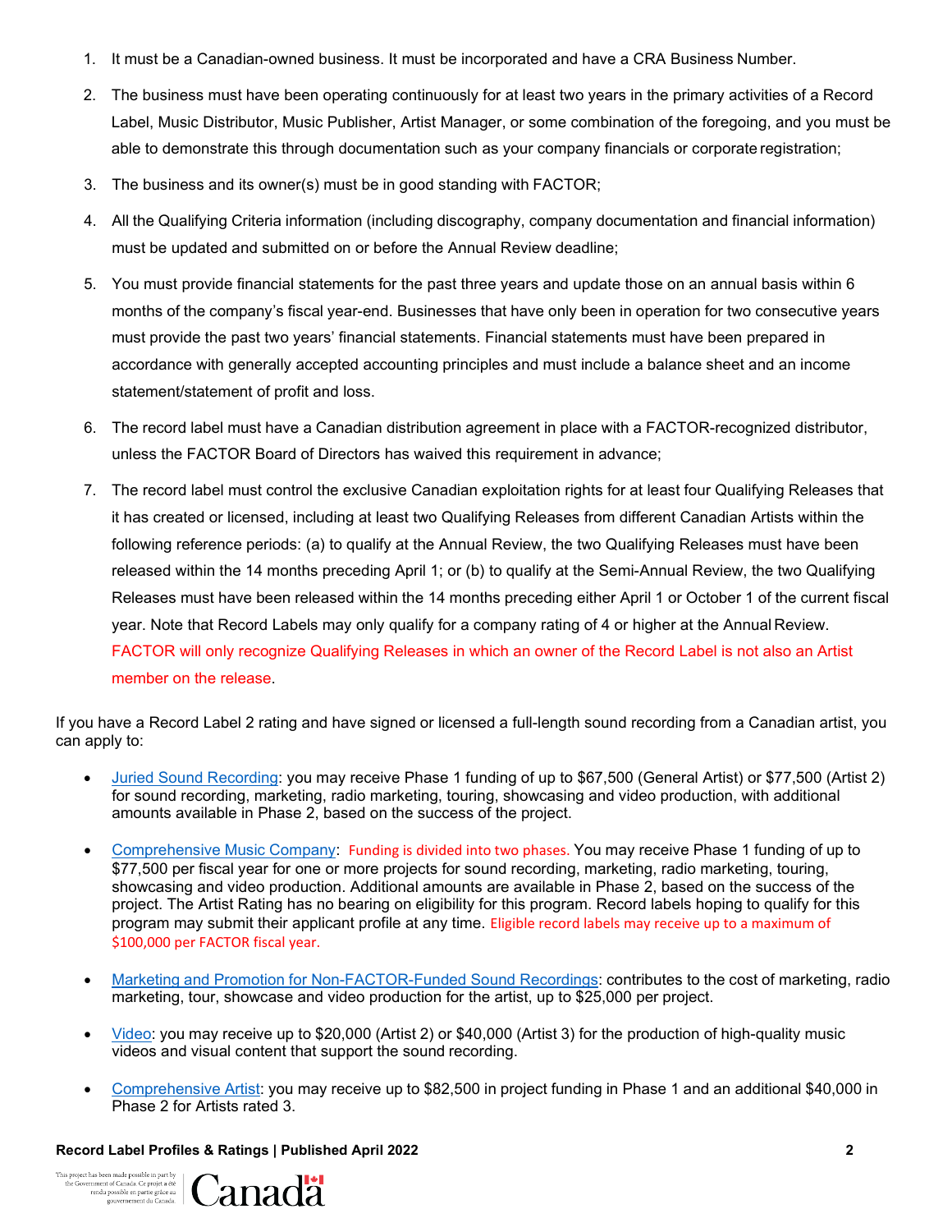1. It must be a Canadian-owned business. It must be incorporated and have a CRA Business Number.
2. The business must have been operating continuously for at least two years in the primary activities of a Record Label, Music Distributor, Music Publisher, Artist Manager, or some combination of the foregoing, and you must be able to demonstrate this through documentation such as your company financials or corporate registration;
3. The business and its owner(s) must be in good standing with FACTOR;
4. All the Qualifying Criteria information (including discography, company documentation and financial information) must be updated and submitted on or before the Annual Review deadline;
5. You must provide financial statements for the past three years and update those on an annual basis within 6 months of the company's fiscal year-end. Businesses that have only been in operation for two consecutive years must provide the past two years' financial statements. Financial statements must have been prepared in accordance with generally accepted accounting principles and must include a balance sheet and an income statement/statement of profit and loss.
6. The record label must have a Canadian distribution agreement in place with a FACTOR-recognized distributor, unless the FACTOR Board of Directors has waived this requirement in advance;
7. The record label must control the exclusive Canadian exploitation rights for at least four Qualifying Releases that it has created or licensed, including at least two Qualifying Releases from different Canadian Artists within the following reference periods: (a) to qualify at the Annual Review, the two Qualifying Releases must have been released within the 14 months preceding April 1; or (b) to qualify at the Semi-Annual Review, the two Qualifying Releases must have been released within the 14 months preceding either April 1 or October 1 of the current fiscal year. Note that Record Labels may only qualify for a company rating of 4 or higher at the Annual Review. FACTOR will only recognize Qualifying Releases in which an owner of the Record Label is not also an Artist member on the release.

If you have a Record Label 2 rating and have signed or licensed a full-length sound recording from a Canadian artist, you can apply to:

- Juried Sound Recording: you may receive Phase 1 funding of up to $67,500 (General Artist) or $77,500 (Artist 2) for sound recording, marketing, radio marketing, touring, showcasing and video production, with additional amounts available in Phase 2, based on the success of the project.
- Comprehensive Music Company: Funding is divided into two phases. You may receive Phase 1 funding of up to $77,500 per fiscal year for one or more projects for sound recording, marketing, radio marketing, touring, showcasing and video production. Additional amounts are available in Phase 2, based on the success of the project. The Artist Rating has no bearing on eligibility for this program. Record labels hoping to qualify for this program may submit their applicant profile at any time. Eligible record labels may receive up to a maximum of $100,000 per FACTOR fiscal year.
- Marketing and Promotion for Non-FACTOR-Funded Sound Recordings: contributes to the cost of marketing, radio marketing, tour, showcase and video production for the artist, up to $25,000 per project.
- Video: you may receive up to $20,000 (Artist 2) or $40,000 (Artist 3) for the production of high-quality music videos and visual content that support the sound recording.
- Comprehensive Artist: you may receive up to $82,500 in project funding in Phase 1 and an additional $40,000 in Phase 2 for Artists rated 3.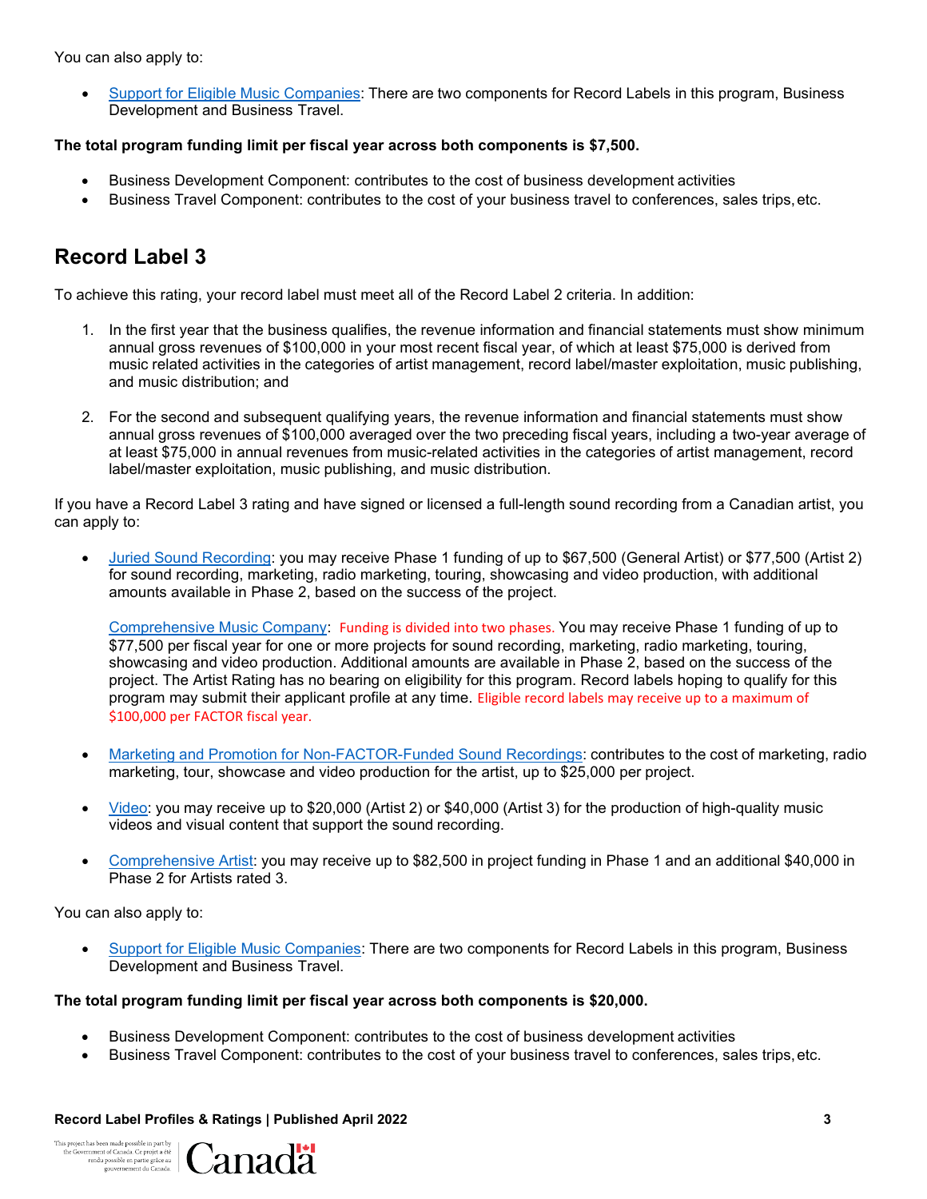You can also apply to:

- Support for Eligible Music Companies: There are two components for Record Labels in this program, Business Development and Business Travel.

**The total program funding limit per fiscal year across both components is $7,500.**

- Business Development Component: contributes to the cost of business development activities
- Business Travel Component: contributes to the cost of your business travel to conferences, sales trips, etc.

## Record Label 3

To achieve this rating, your record label must meet all of the Record Label 2 criteria. In addition:

1. In the first year that the business qualifies, the revenue information and financial statements must show minimum annual gross revenues of $100,000 in your most recent fiscal year, of which at least $75,000 is derived from music related activities in the categories of artist management, record label/master exploitation, music publishing, and music distribution; and

2. For the second and subsequent qualifying years, the revenue information and financial statements must show annual gross revenues of $100,000 averaged over the two preceding fiscal years, including a two-year average of at least $75,000 in annual revenues from music-related activities in the categories of artist management, record label/master exploitation, music publishing, and music distribution.

If you have a Record Label 3 rating and have signed or licensed a full-length sound recording from a Canadian artist, you can apply to:

- Juried Sound Recording: you may receive Phase 1 funding of up to $67,500 (General Artist) or $77,500 (Artist 2) for sound recording, marketing, radio marketing, touring, showcasing and video production, with additional amounts available in Phase 2, based on the success of the project.

  Comprehensive Music Company: Funding is divided into two phases. You may receive Phase 1 funding of up to $77,500 per fiscal year for one or more projects for sound recording, marketing, radio marketing, touring, showcasing and video production. Additional amounts are available in Phase 2, based on the success of the project. The Artist Rating has no bearing on eligibility for this program. Record labels hoping to qualify for this program may submit their applicant profile at any time. Eligible record labels may receive up to a maximum of $100,000 per FACTOR fiscal year.

- Marketing and Promotion for Non-FACTOR-Funded Sound Recordings: contributes to the cost of marketing, radio marketing, tour, showcase and video production for the artist, up to $25,000 per project.

- Video: you may receive up to $20,000 (Artist 2) or $40,000 (Artist 3) for the production of high-quality music videos and visual content that support the sound recording.

- Comprehensive Artist: you may receive up to $82,500 in project funding in Phase 1 and an additional $40,000 in Phase 2 for Artists rated 3.

You can also apply to:

- Support for Eligible Music Companies: There are two components for Record Labels in this program, Business Development and Business Travel.

**The total program funding limit per fiscal year across both components is $20,000.**

- Business Development Component: contributes to the cost of business development activities
- Business Travel Component: contributes to the cost of your business travel to conferences, sales trips, etc.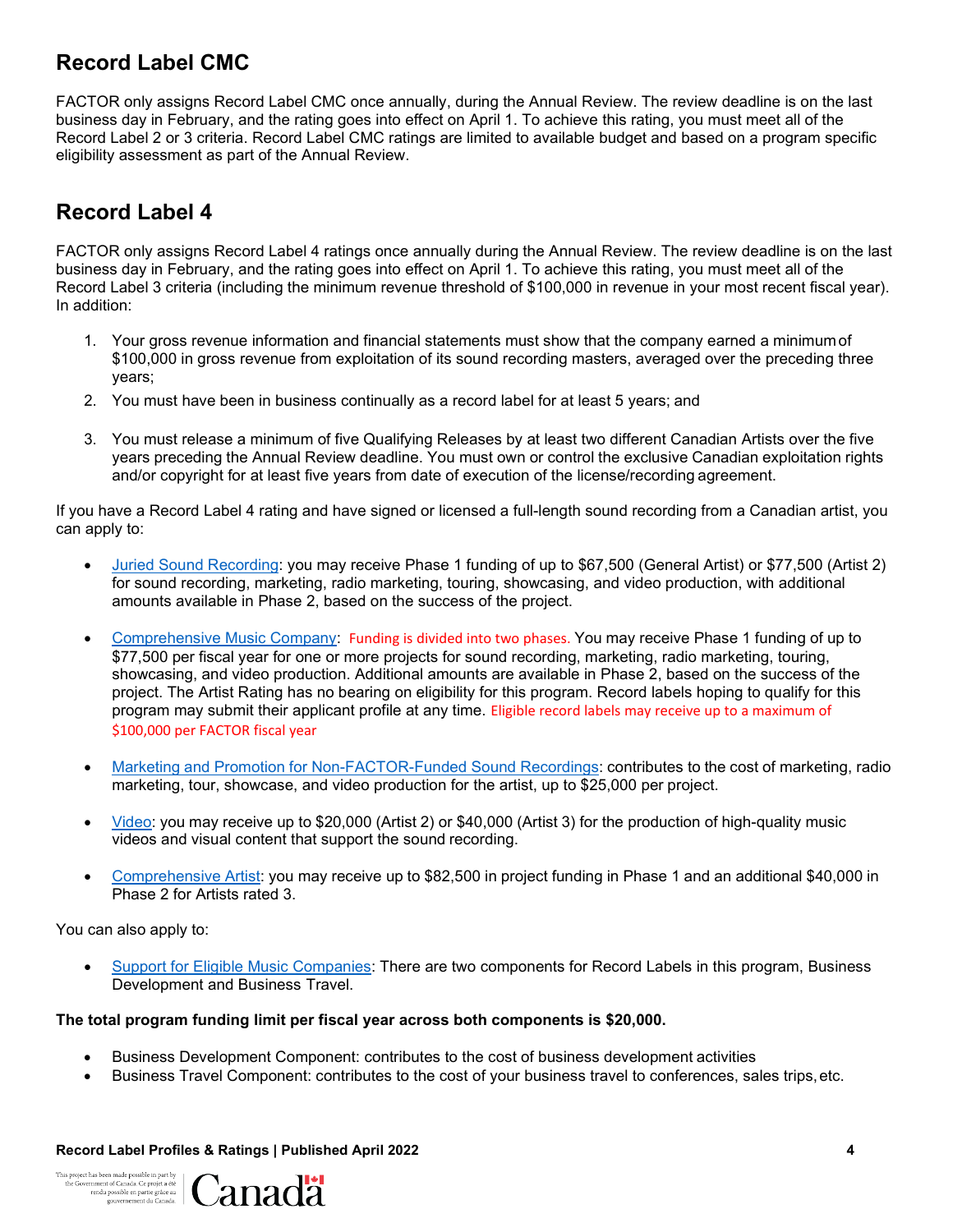## Record Label CMC

FACTOR only assigns Record Label CMC once annually, during the Annual Review. The review deadline is on the last business day in February, and the rating goes into effect on April 1. To achieve this rating, you must meet all of the Record Label 2 or 3 criteria. Record Label CMC ratings are limited to available budget and based on a program specific eligibility assessment as part of the Annual Review.

## Record Label 4

FACTOR only assigns Record Label 4 ratings once annually during the Annual Review. The review deadline is on the last business day in February, and the rating goes into effect on April 1. To achieve this rating, you must meet all of the Record Label 3 criteria (including the minimum revenue threshold of $100,000 in revenue in your most recent fiscal year). In addition:

1. Your gross revenue information and financial statements must show that the company earned a minimum of $100,000 in gross revenue from exploitation of its sound recording masters, averaged over the preceding three years;
2. You must have been in business continually as a record label for at least 5 years; and
3. You must release a minimum of five Qualifying Releases by at least two different Canadian Artists over the five years preceding the Annual Review deadline. You must own or control the exclusive Canadian exploitation rights and/or copyright for at least five years from date of execution of the license/recording agreement.

If you have a Record Label 4 rating and have signed or licensed a full-length sound recording from a Canadian artist, you can apply to:

- Juried Sound Recording: you may receive Phase 1 funding of up to $67,500 (General Artist) or $77,500 (Artist 2) for sound recording, marketing, radio marketing, touring, showcasing, and video production, with additional amounts available in Phase 2, based on the success of the project.
- Comprehensive Music Company: Funding is divided into two phases. You may receive Phase 1 funding of up to $77,500 per fiscal year for one or more projects for sound recording, marketing, radio marketing, touring, showcasing, and video production. Additional amounts are available in Phase 2, based on the success of the project. The Artist Rating has no bearing on eligibility for this program. Record labels hoping to qualify for this program may submit their applicant profile at any time. Eligible record labels may receive up to a maximum of $100,000 per FACTOR fiscal year
- Marketing and Promotion for Non-FACTOR-Funded Sound Recordings: contributes to the cost of marketing, radio marketing, tour, showcase, and video production for the artist, up to $25,000 per project.
- Video: you may receive up to $20,000 (Artist 2) or $40,000 (Artist 3) for the production of high-quality music videos and visual content that support the sound recording.
- Comprehensive Artist: you may receive up to $82,500 in project funding in Phase 1 and an additional $40,000 in Phase 2 for Artists rated 3.

You can also apply to:

- Support for Eligible Music Companies: There are two components for Record Labels in this program, Business Development and Business Travel.

**The total program funding limit per fiscal year across both components is $20,000.**

- Business Development Component: contributes to the cost of business development activities
- Business Travel Component: contributes to the cost of your business travel to conferences, sales trips, etc.